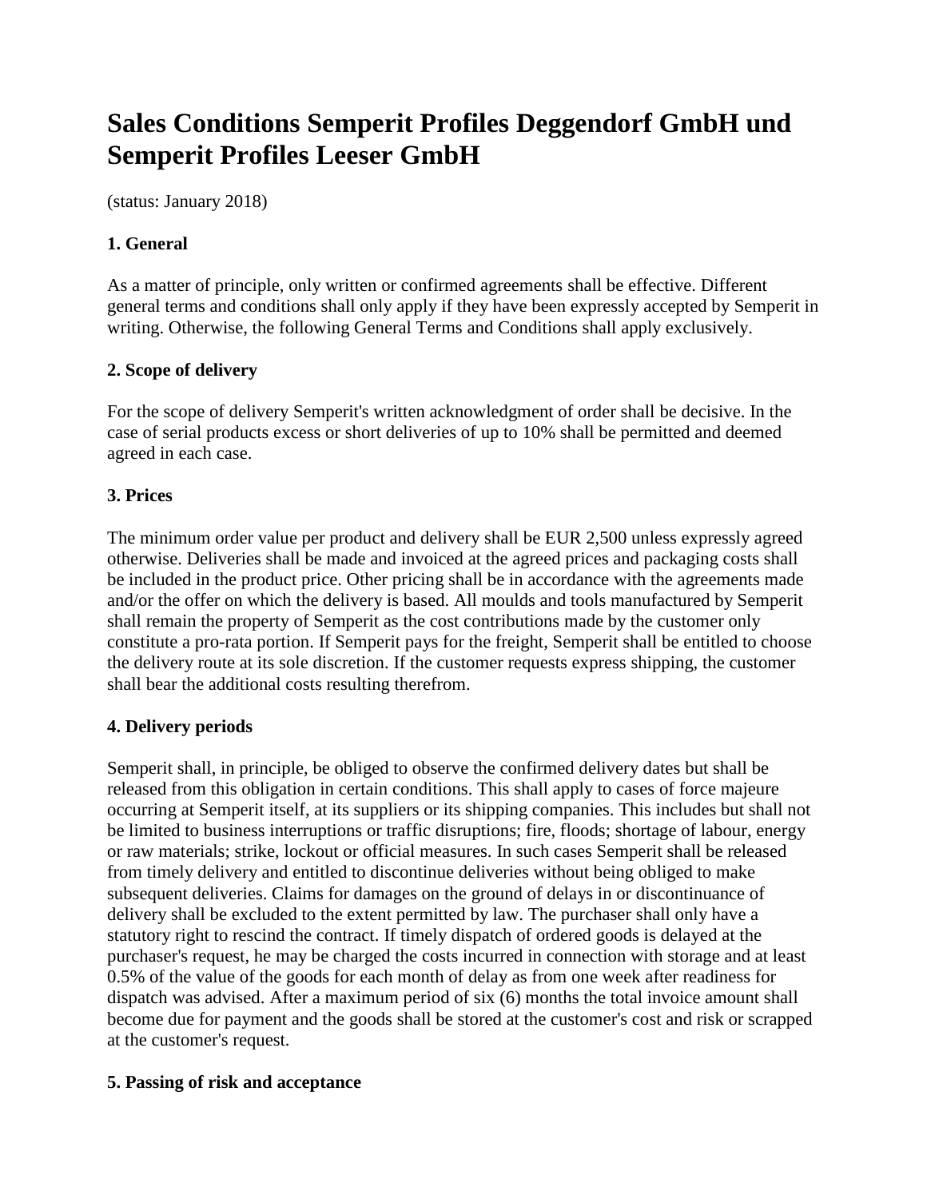# Sales Conditions Semperit Profiles Deggendorf GmbH und Semperit Profiles Leeser GmbH

(status: January 2018)

### 1. General

As a matter of principle, only written or confirmed agreements shall be effective. Different general terms and conditions shall only apply if they have been expressly accepted by Semperit in writing. Otherwise, the following General Terms and Conditions shall apply exclusively.

### 2. Scope of delivery

For the scope of delivery Semperit's written acknowledgment of order shall be decisive. In the case of serial products excess or short deliveries of up to 10% shall be permitted and deemed agreed in each case.

### 3. Prices

The minimum order value per product and delivery shall be EUR 2,500 unless expressly agreed otherwise. Deliveries shall be made and invoiced at the agreed prices and packaging costs shall be included in the product price. Other pricing shall be in accordance with the agreements made and/or the offer on which the delivery is based. All moulds and tools manufactured by Semperit shall remain the property of Semperit as the cost contributions made by the customer only constitute a pro-rata portion. If Semperit pays for the freight, Semperit shall be entitled to choose the delivery route at its sole discretion. If the customer requests express shipping, the customer shall bear the additional costs resulting therefrom.

### 4. Delivery periods

Semperit shall, in principle, be obliged to observe the confirmed delivery dates but shall be released from this obligation in certain conditions. This shall apply to cases of force majeure occurring at Semperit itself, at its suppliers or its shipping companies. This includes but shall not be limited to business interruptions or traffic disruptions; fire, floods; shortage of labour, energy or raw materials; strike, lockout or official measures. In such cases Semperit shall be released from timely delivery and entitled to discontinue deliveries without being obliged to make subsequent deliveries. Claims for damages on the ground of delays in or discontinuance of delivery shall be excluded to the extent permitted by law. The purchaser shall only have a statutory right to rescind the contract. If timely dispatch of ordered goods is delayed at the purchaser's request, he may be charged the costs incurred in connection with storage and at least 0.5% of the value of the goods for each month of delay as from one week after readiness for dispatch was advised. After a maximum period of six (6) months the total invoice amount shall become due for payment and the goods shall be stored at the customer's cost and risk or scrapped at the customer's request.

### 5. Passing of risk and acceptance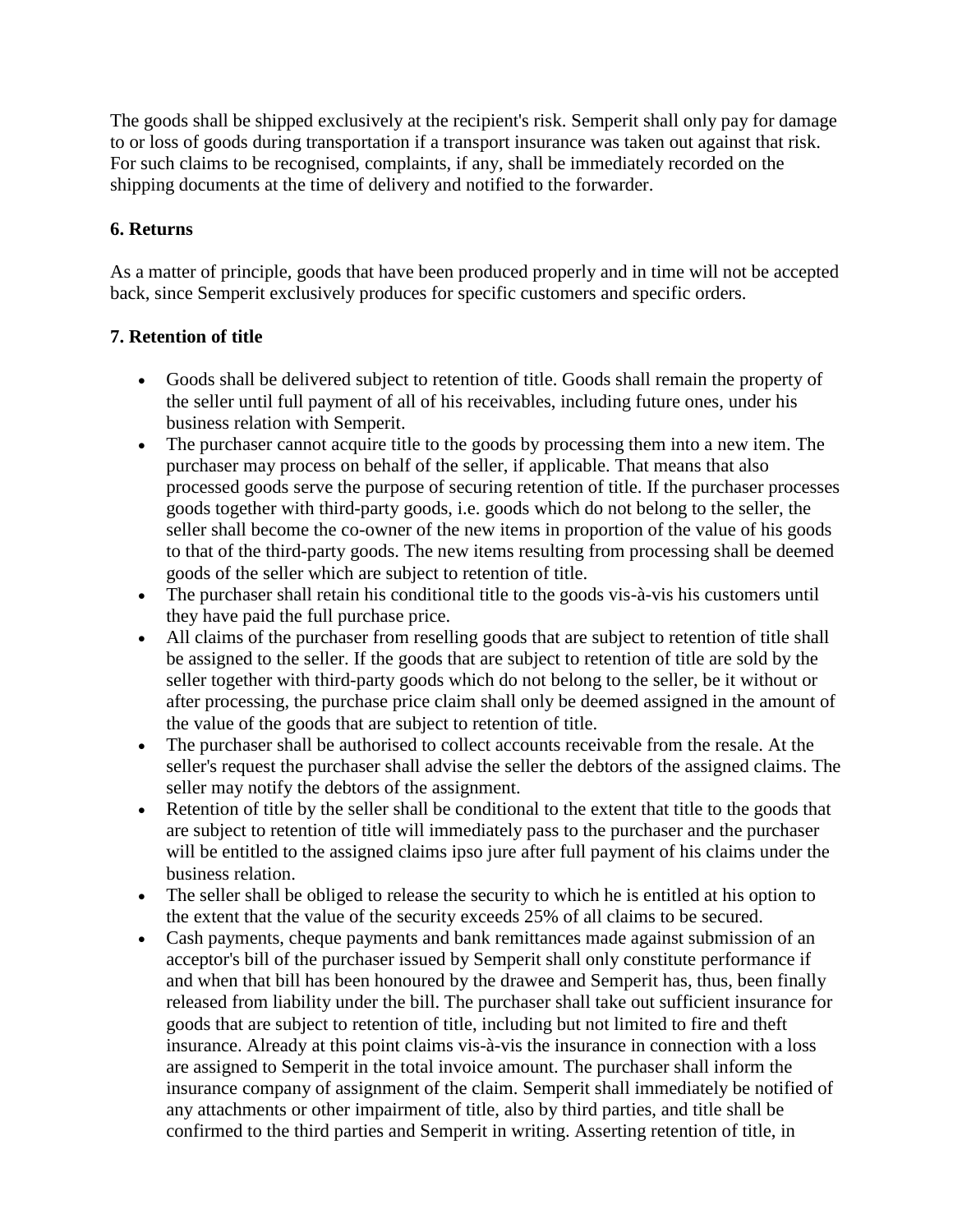The goods shall be shipped exclusively at the recipient's risk. Semperit shall only pay for damage to or loss of goods during transportation if a transport insurance was taken out against that risk. For such claims to be recognised, complaints, if any, shall be immediately recorded on the shipping documents at the time of delivery and notified to the forwarder.

### 6. Returns

As a matter of principle, goods that have been produced properly and in time will not be accepted back, since Semperit exclusively produces for specific customers and specific orders.

### 7. Retention of title

- Goods shall be delivered subject to retention of title. Goods shall remain the property of the seller until full payment of all of his receivables, including future ones, under his business relation with Semperit.
- The purchaser cannot acquire title to the goods by processing them into a new item. The purchaser may process on behalf of the seller, if applicable. That means that also processed goods serve the purpose of securing retention of title. If the purchaser processes goods together with third-party goods, i.e. goods which do not belong to the seller, the seller shall become the co-owner of the new items in proportion of the value of his goods to that of the third-party goods. The new items resulting from processing shall be deemed goods of the seller which are subject to retention of title.
- The purchaser shall retain his conditional title to the goods vis-à-vis his customers until they have paid the full purchase price.
- All claims of the purchaser from reselling goods that are subject to retention of title shall be assigned to the seller. If the goods that are subject to retention of title are sold by the seller together with third-party goods which do not belong to the seller, be it without or after processing, the purchase price claim shall only be deemed assigned in the amount of the value of the goods that are subject to retention of title.
- The purchaser shall be authorised to collect accounts receivable from the resale. At the seller's request the purchaser shall advise the seller the debtors of the assigned claims. The seller may notify the debtors of the assignment.
- Retention of title by the seller shall be conditional to the extent that title to the goods that are subject to retention of title will immediately pass to the purchaser and the purchaser will be entitled to the assigned claims ipso jure after full payment of his claims under the business relation.
- The seller shall be obliged to release the security to which he is entitled at his option to the extent that the value of the security exceeds 25% of all claims to be secured.
- Cash payments, cheque payments and bank remittances made against submission of an acceptor's bill of the purchaser issued by Semperit shall only constitute performance if and when that bill has been honoured by the drawee and Semperit has, thus, been finally released from liability under the bill. The purchaser shall take out sufficient insurance for goods that are subject to retention of title, including but not limited to fire and theft insurance. Already at this point claims vis-à-vis the insurance in connection with a loss are assigned to Semperit in the total invoice amount. The purchaser shall inform the insurance company of assignment of the claim. Semperit shall immediately be notified of any attachments or other impairment of title, also by third parties, and title shall be confirmed to the third parties and Semperit in writing. Asserting retention of title, in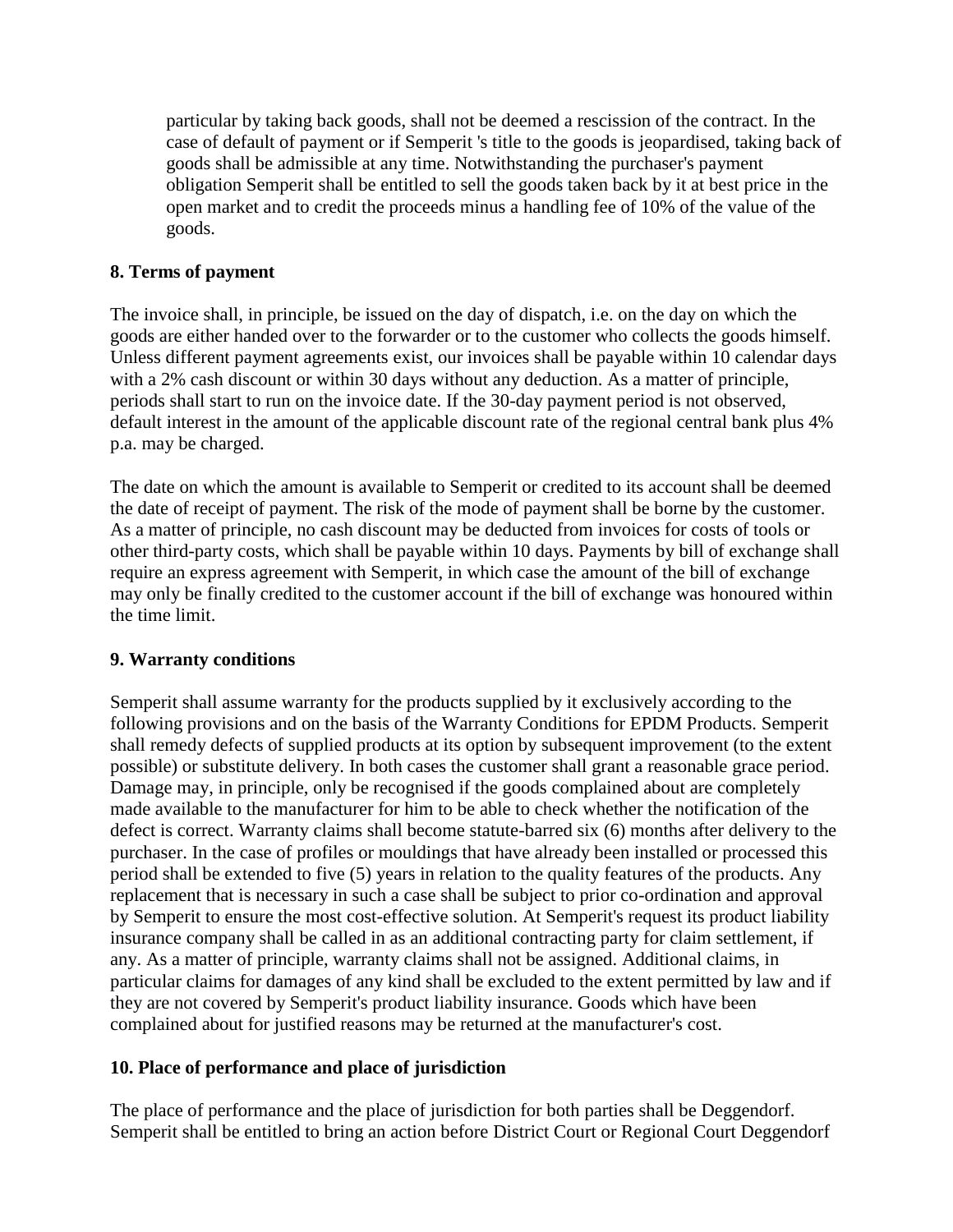particular by taking back goods, shall not be deemed a rescission of the contract. In the case of default of payment or if Semperit 's title to the goods is jeopardised, taking back of goods shall be admissible at any time. Notwithstanding the purchaser's payment obligation Semperit shall be entitled to sell the goods taken back by it at best price in the open market and to credit the proceeds minus a handling fee of 10% of the value of the goods.

**8. Terms of payment**

The invoice shall, in principle, be issued on the day of dispatch, i.e. on the day on which the goods are either handed over to the forwarder or to the customer who collects the goods himself. Unless different payment agreements exist, our invoices shall be payable within 10 calendar days with a 2% cash discount or within 30 days without any deduction. As a matter of principle, periods shall start to run on the invoice date. If the 30-day payment period is not observed, default interest in the amount of the applicable discount rate of the regional central bank plus 4% p.a. may be charged.

The date on which the amount is available to Semperit or credited to its account shall be deemed the date of receipt of payment. The risk of the mode of payment shall be borne by the customer. As a matter of principle, no cash discount may be deducted from invoices for costs of tools or other third-party costs, which shall be payable within 10 days. Payments by bill of exchange shall require an express agreement with Semperit, in which case the amount of the bill of exchange may only be finally credited to the customer account if the bill of exchange was honoured within the time limit.

**9. Warranty conditions**

Semperit shall assume warranty for the products supplied by it exclusively according to the following provisions and on the basis of the Warranty Conditions for EPDM Products. Semperit shall remedy defects of supplied products at its option by subsequent improvement (to the extent possible) or substitute delivery. In both cases the customer shall grant a reasonable grace period. Damage may, in principle, only be recognised if the goods complained about are completely made available to the manufacturer for him to be able to check whether the notification of the defect is correct. Warranty claims shall become statute-barred six (6) months after delivery to the purchaser. In the case of profiles or mouldings that have already been installed or processed this period shall be extended to five (5) years in relation to the quality features of the products. Any replacement that is necessary in such a case shall be subject to prior co-ordination and approval by Semperit to ensure the most cost-effective solution. At Semperit's request its product liability insurance company shall be called in as an additional contracting party for claim settlement, if any. As a matter of principle, warranty claims shall not be assigned. Additional claims, in particular claims for damages of any kind shall be excluded to the extent permitted by law and if they are not covered by Semperit's product liability insurance. Goods which have been complained about for justified reasons may be returned at the manufacturer's cost.

**10. Place of performance and place of jurisdiction**

The place of performance and the place of jurisdiction for both parties shall be Deggendorf. Semperit shall be entitled to bring an action before District Court or Regional Court Deggendorf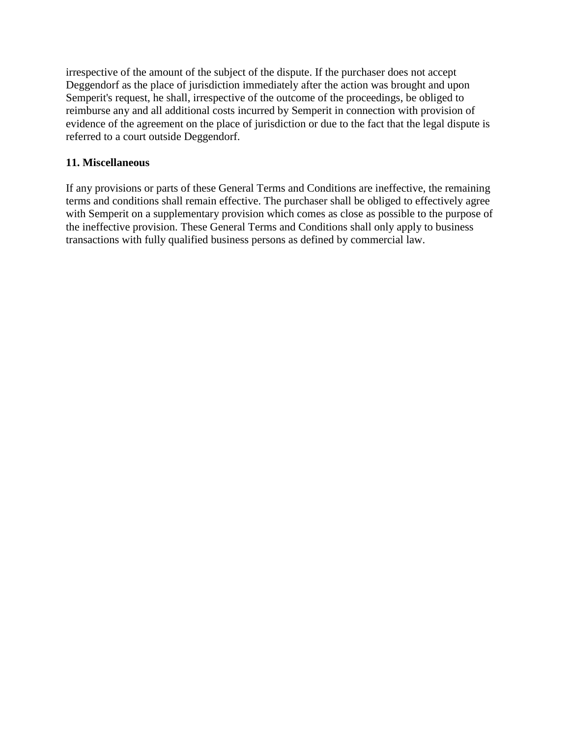irrespective of the amount of the subject of the dispute. If the purchaser does not accept Deggendorf as the place of jurisdiction immediately after the action was brought and upon Semperit's request, he shall, irrespective of the outcome of the proceedings, be obliged to reimburse any and all additional costs incurred by Semperit in connection with provision of evidence of the agreement on the place of jurisdiction or due to the fact that the legal dispute is referred to a court outside Deggendorf.

**11. Miscellaneous**

If any provisions or parts of these General Terms and Conditions are ineffective, the remaining terms and conditions shall remain effective. The purchaser shall be obliged to effectively agree with Semperit on a supplementary provision which comes as close as possible to the purpose of the ineffective provision. These General Terms and Conditions shall only apply to business transactions with fully qualified business persons as defined by commercial law.